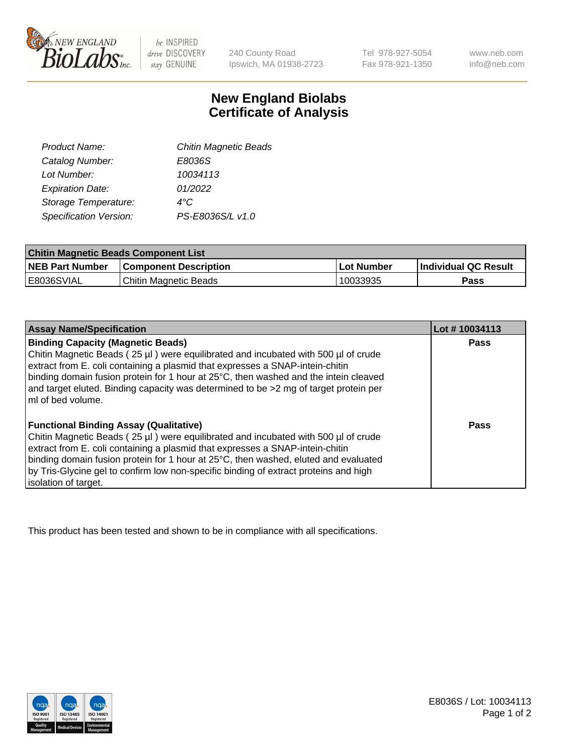240 County Road
Ipswich, MA 01938-2723

Tel 978-927-5054
Fax 978-921-1350

www.neb.com
info@neb.com

# New England Biolabs Certificate of Analysis

| | |
|---|---|
| *Product Name:* | *Chitin Magnetic Beads* |
| *Catalog Number:* | *E8036S* |
| *Lot Number:* | *10034113* |
| *Expiration Date:* | *01/2022* |
| *Storage Temperature:* | *4°C* |
| *Specification Version:* | *PS-E8036S/L v1.0* |

| **Chitin Magnetic Beads Component List** | | | |
|---|---|---|---|
| **NEB Part Number** | **Component Description** | **Lot Number** | **Individual QC Result** |
| E8036SVIAL | Chitin Magnetic Beads | 10033935 | **Pass** |

| **Assay Name/Specification** | **Lot # 10034113** |
|---|---|
| **Binding Capacity (Magnetic Beads)** Chitin Magnetic Beads ( 25 µl ) were equilibrated and incubated with 500 µl of crude extract from E. coli containing a plasmid that expresses a SNAP-intein-chitin binding domain fusion protein for 1 hour at 25°C, then washed and the intein cleaved and target eluted. Binding capacity was determined to be >2 mg of target protein per ml of bed volume. | **Pass** |
| **Functional Binding Assay (Qualitative)** Chitin Magnetic Beads ( 25 µl ) were equilibrated and incubated with 500 µl of crude extract from E. coli containing a plasmid that expresses a SNAP-intein-chitin binding domain fusion protein for 1 hour at 25°C, then washed, eluted and evaluated by Tris-Glycine gel to confirm low non-specific binding of extract proteins and high isolation of target. | **Pass** |

This product has been tested and shown to be in compliance with all specifications.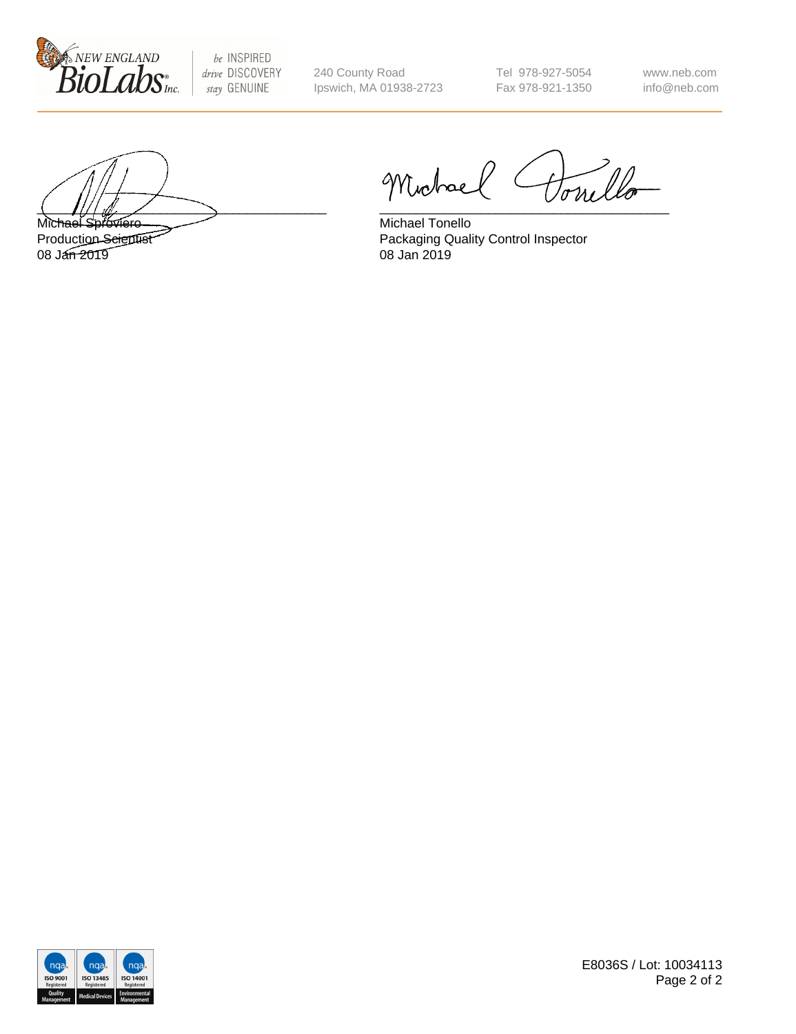Michael Sproviero
Production Scientist
08 Jan 2019

Michael Tonello
Packaging Quality Control Inspector
08 Jan 2019

E8036S / Lot: 10034113